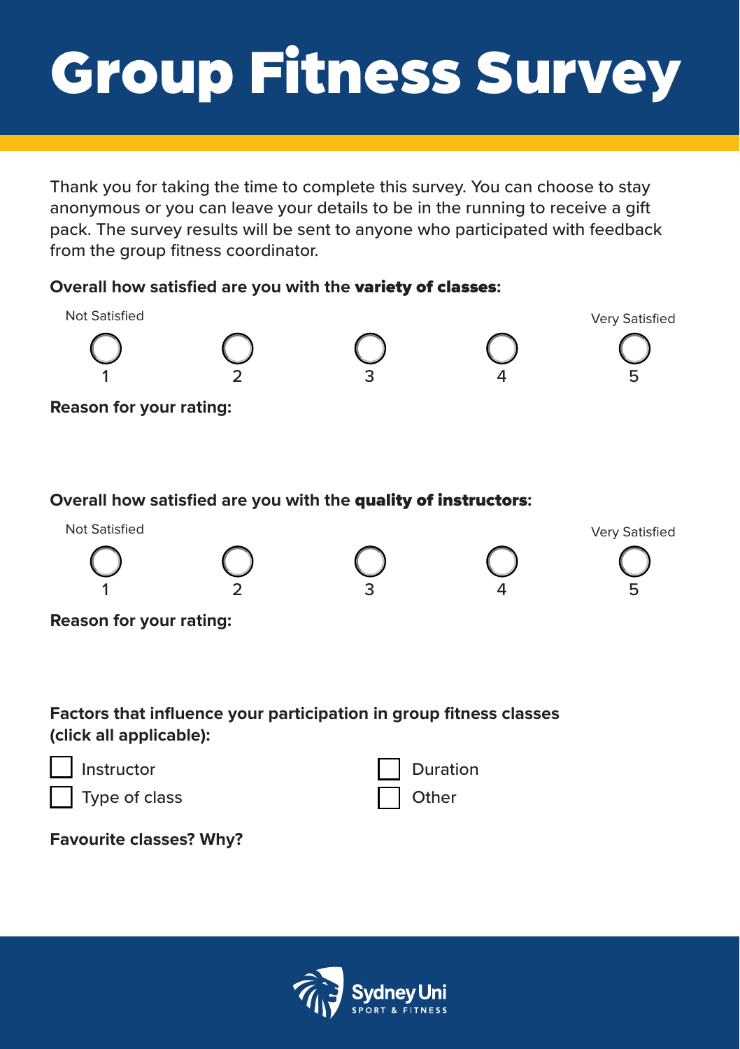# Group Fitness Survey

Thank you for taking the time to complete this survey. You can choose to stay anonymous or you can leave your details to be in the running to receive a gift pack. The survey results will be sent to anyone who participated with feedback from the group fitness coordinator.

**Overall how satisfied are you with the variety of classes:**

| Not Satisfied | | | | Very Satisfied |
|---|---|---|---|---|
| ○ 1 | ○ 2 | ○ 3 | ○ 4 | ○ 5 |

**Reason for your rating:**

**Overall how satisfied are you with the quality of instructors:**

| Not Satisfied | | | | Very Satisfied |
|---|---|---|---|---|
| ○ 1 | ○ 2 | ○ 3 | ○ 4 | ○ 5 |

**Reason for your rating:**

**Factors that influence your participation in group fitness classes (click all applicable):**

- ☐ Instructor
- ☐ Type of class
- ☐ Duration
- ☐ Other

**Favourite classes? Why?**

Sydney Uni SPORT & FITNESS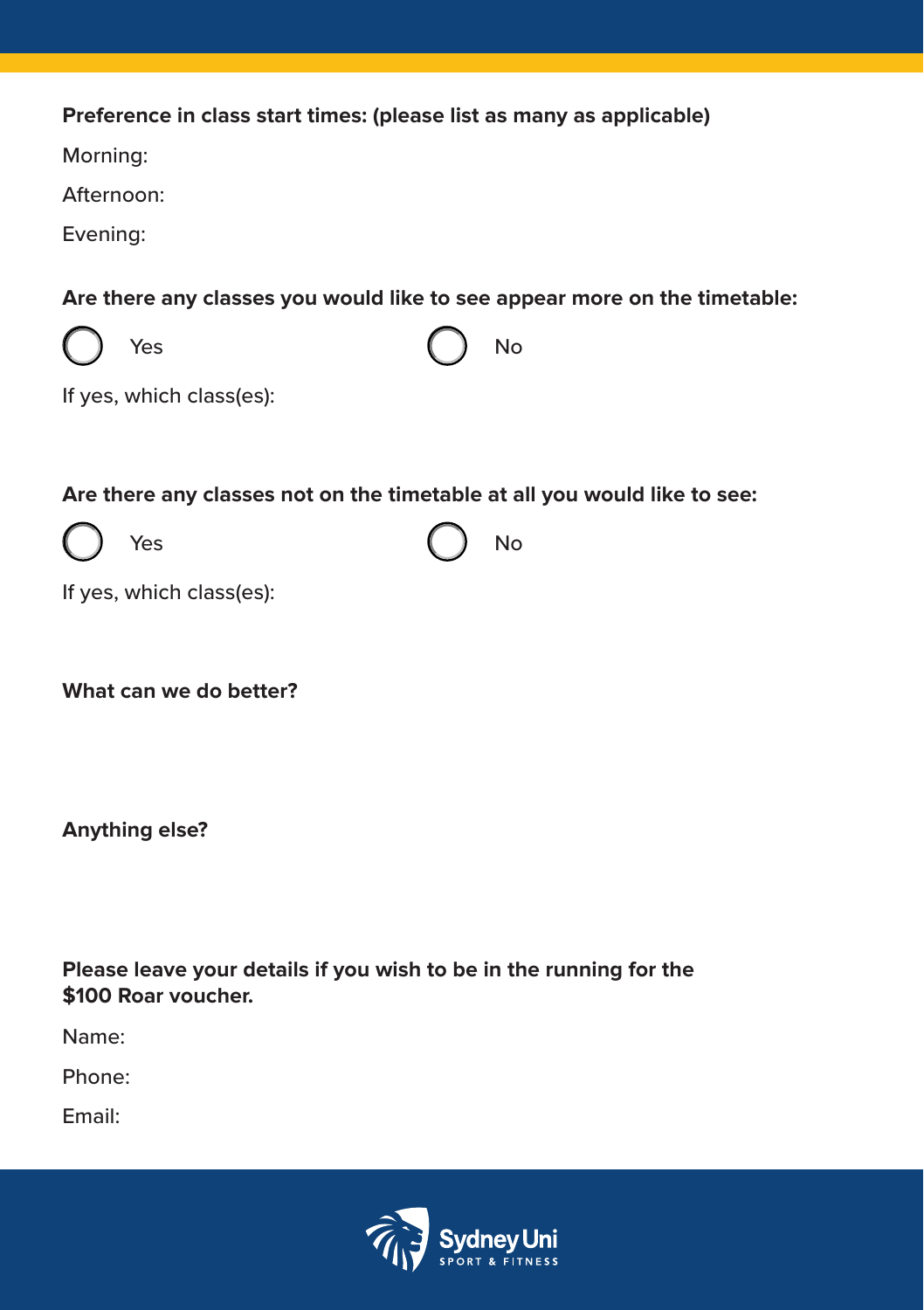**Preference in class start times: (please list as many as applicable)**

Morning:

Afternoon:

Evening:

**Are there any classes you would like to see appear more on the timetable:**

○ Yes ○ No

If yes, which class(es):

**Are there any classes not on the timetable at all you would like to see:**

○ Yes ○ No

If yes, which class(es):

**What can we do better?**

**Anything else?**

**Please leave your details if you wish to be in the running for the $100 Roar voucher.**

Name:

Phone:

Email:

Sydney Uni SPORT & FITNESS